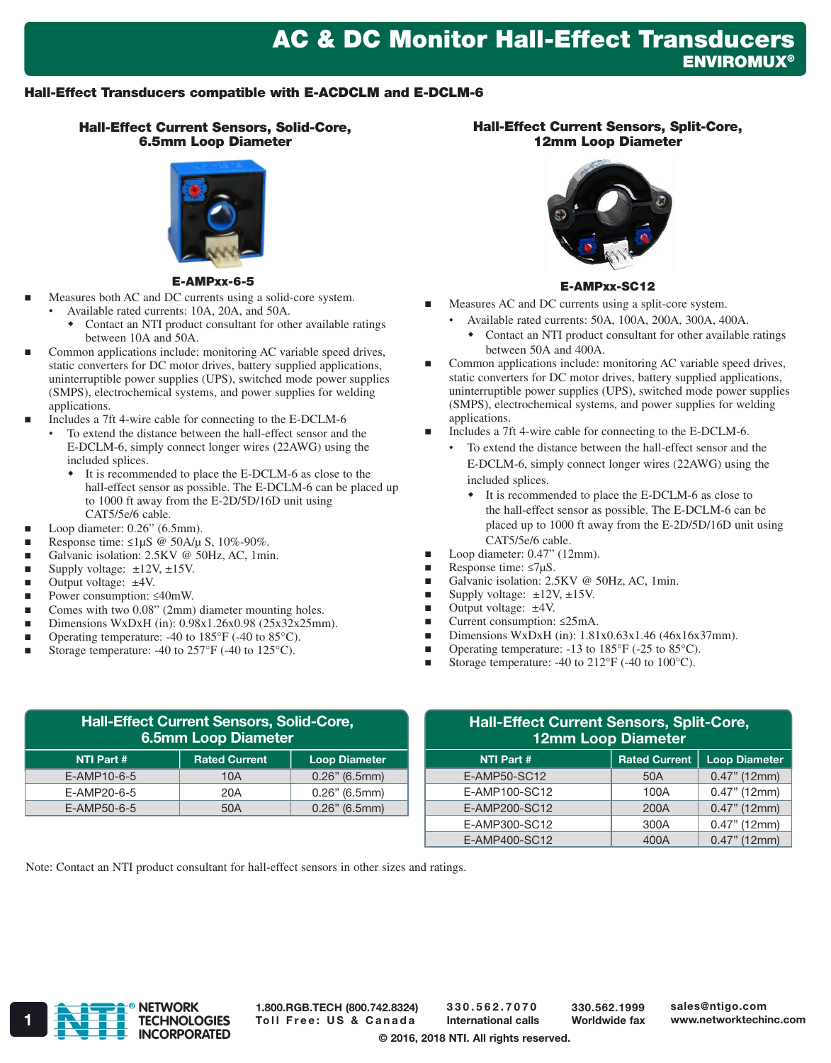# AC & DC Monitor Hall-Effect Transducers

**ENVIROMUX®**

## Hall-Effect Transducers compatible with E-ACDCLM and E-DCLM-6

### Hall-Effect Current Sensors, Solid-Core, 6.5mm Loop Diameter

**E-AMPxx-6-5**

- Measures both AC and DC currents using a solid-core system.
  - Available rated currents: 10A, 20A, and 50A.
    - Contact an NTI product consultant for other available ratings between 10A and 50A.
- Common applications include: monitoring AC variable speed drives, static converters for DC motor drives, battery supplied applications, uninterruptible power supplies (UPS), switched mode power supplies (SMPS), electrochemical systems, and power supplies for welding applications.
- Includes a 7ft 4-wire cable for connecting to the E-DCLM-6
  - To extend the distance between the hall-effect sensor and the E-DCLM-6, simply connect longer wires (22AWG) using the included splices.
    - It is recommended to place the E-DCLM-6 as close to the hall-effect sensor as possible. The E-DCLM-6 can be placed up to 1000 ft away from the E-2D/5D/16D unit using CAT5/5e/6 cable.
- Loop diameter: 0.26" (6.5mm).
- Response time: ≤1µS @ 50A/µ S, 10%-90%.
- Galvanic isolation: 2.5KV @ 50Hz, AC, 1min.
- Supply voltage: ±12V, ±15V.
- Output voltage: ±4V.
- Power consumption: ≤40mW.
- Comes with two 0.08" (2mm) diameter mounting holes.
- Dimensions WxDxH (in): 0.98x1.26x0.98 (25x32x25mm).
- Operating temperature: -40 to 185°F (-40 to 85°C).
- Storage temperature: -40 to 257°F (-40 to 125°C).

### Hall-Effect Current Sensors, Split-Core, 12mm Loop Diameter

**E-AMPxx-SC12**

- Measures AC and DC currents using a split-core system.
  - Available rated currents: 50A, 100A, 200A, 300A, 400A.
    - Contact an NTI product consultant for other available ratings between 50A and 400A.
- Common applications include: monitoring AC variable speed drives, static converters for DC motor drives, battery supplied applications, uninterruptible power supplies (UPS), switched mode power supplies (SMPS), electrochemical systems, and power supplies for welding applications.
- Includes a 7ft 4-wire cable for connecting to the E-DCLM-6.
  - To extend the distance between the hall-effect sensor and the E-DCLM-6, simply connect longer wires (22AWG) using the included splices.
    - It is recommended to place the E-DCLM-6 as close to the hall-effect sensor as possible. The E-DCLM-6 can be placed up to 1000 ft away from the E-2D/5D/16D unit using CAT5/5e/6 cable.
- Loop diameter: 0.47" (12mm).
- Response time: ≤7µS.
- Galvanic isolation: 2.5KV @ 50Hz, AC, 1min.
- Supply voltage: ±12V, ±15V.
- Output voltage: ±4V.
- Current consumption: ≤25mA.
- Dimensions WxDxH (in): 1.81x0.63x1.46 (46x16x37mm).
- Operating temperature: -13 to 185°F (-25 to 85°C).
- Storage temperature: -40 to 212°F (-40 to 100°C).

**Hall-Effect Current Sensors, Solid-Core, 6.5mm Loop Diameter**

| NTI Part # | Rated Current | Loop Diameter |
|---|---|---|
| E-AMP10-6-5 | 10A | 0.26" (6.5mm) |
| E-AMP20-6-5 | 20A | 0.26" (6.5mm) |
| E-AMP50-6-5 | 50A | 0.26" (6.5mm) |

**Hall-Effect Current Sensors, Split-Core, 12mm Loop Diameter**

| NTI Part # | Rated Current | Loop Diameter |
|---|---|---|
| E-AMP50-SC12 | 50A | 0.47" (12mm) |
| E-AMP100-SC12 | 100A | 0.47" (12mm) |
| E-AMP200-SC12 | 200A | 0.47" (12mm) |
| E-AMP300-SC12 | 300A | 0.47" (12mm) |
| E-AMP400-SC12 | 400A | 0.47" (12mm) |

Note: Contact an NTI product consultant for hall-effect sensors in other sizes and ratings.

NETWORK TECHNOLOGIES INCORPORATED

1.800.RGB.TECH (800.742.8324) Toll Free: US & Canada | 330.562.7070 International calls | 330.562.1999 Worldwide fax | sales@ntigo.com www.networktechinc.com

© 2016, 2018 NTI. All rights reserved.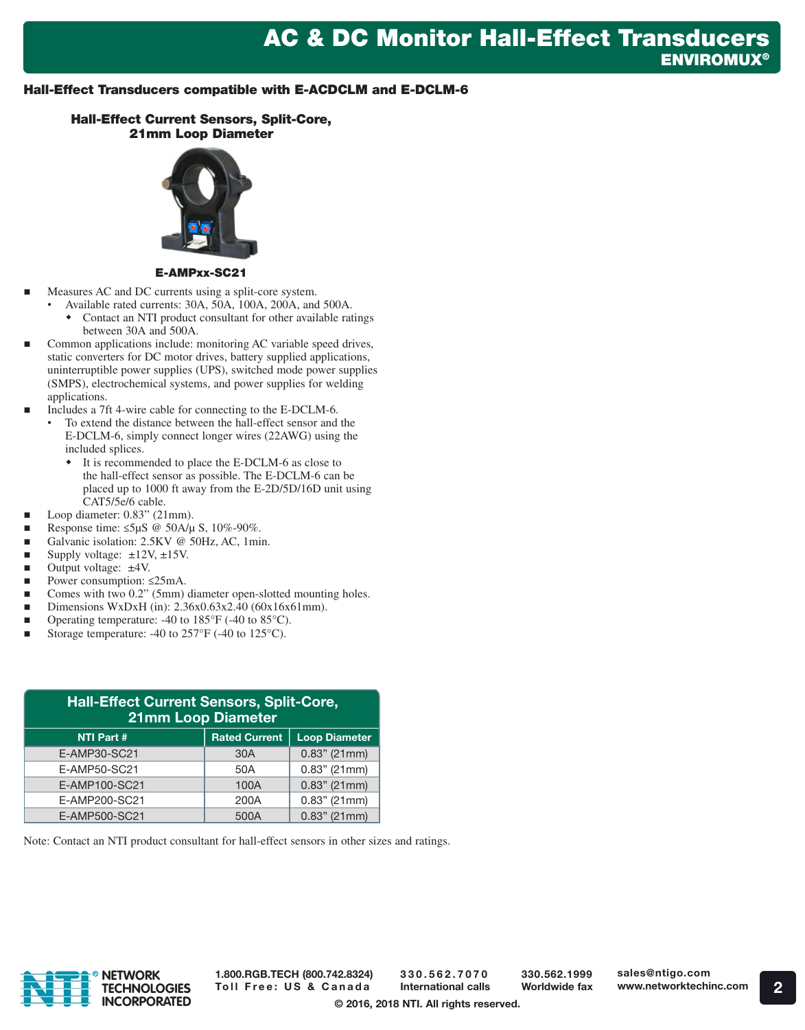# AC & DC Monitor Hall-Effect Transducers

**ENVIROMUX®**

## Hall-Effect Transducers compatible with E-ACDCLM and E-DCLM-6

### Hall-Effect Current Sensors, Split-Core, 21mm Loop Diameter

**E-AMPxx-SC21**

- Measures AC and DC currents using a split-core system.
  - Available rated currents: 30A, 50A, 100A, 200A, and 500A.
    - Contact an NTI product consultant for other available ratings between 30A and 500A.
- Common applications include: monitoring AC variable speed drives, static converters for DC motor drives, battery supplied applications, uninterruptible power supplies (UPS), switched mode power supplies (SMPS), electrochemical systems, and power supplies for welding applications.
- Includes a 7ft 4-wire cable for connecting to the E-DCLM-6.
  - To extend the distance between the hall-effect sensor and the E-DCLM-6, simply connect longer wires (22AWG) using the included splices.
    - It is recommended to place the E-DCLM-6 as close to the hall-effect sensor as possible. The E-DCLM-6 can be placed up to 1000 ft away from the E-2D/5D/16D unit using CAT5/5e/6 cable.
- Loop diameter: 0.83" (21mm).
- Response time: ≤5μS @ 50A/μ S, 10%-90%.
- Galvanic isolation: 2.5KV @ 50Hz, AC, 1min.
- Supply voltage: ±12V, ±15V.
- Output voltage: ±4V.
- Power consumption: ≤25mA.
- Comes with two 0.2" (5mm) diameter open-slotted mounting holes.
- Dimensions WxDxH (in): 2.36x0.63x2.40 (60x16x61mm).
- Operating temperature: -40 to 185°F (-40 to 85°C).
- Storage temperature: -40 to 257°F (-40 to 125°C).

**Hall-Effect Current Sensors, Split-Core, 21mm Loop Diameter**

| NTI Part # | Rated Current | Loop Diameter |
|---|---|---|
| E-AMP30-SC21 | 30A | 0.83" (21mm) |
| E-AMP50-SC21 | 50A | 0.83" (21mm) |
| E-AMP100-SC21 | 100A | 0.83" (21mm) |
| E-AMP200-SC21 | 200A | 0.83" (21mm) |
| E-AMP500-SC21 | 500A | 0.83" (21mm) |

Note: Contact an NTI product consultant for hall-effect sensors in other sizes and ratings.

NETWORK TECHNOLOGIES INCORPORATED

1.800.RGB.TECH (800.742.8324) Toll Free: US & Canada | 330.562.7070 International calls | 330.562.1999 Worldwide fax | sales@ntigo.com www.networktechinc.com

© 2016, 2018 NTI. All rights reserved.